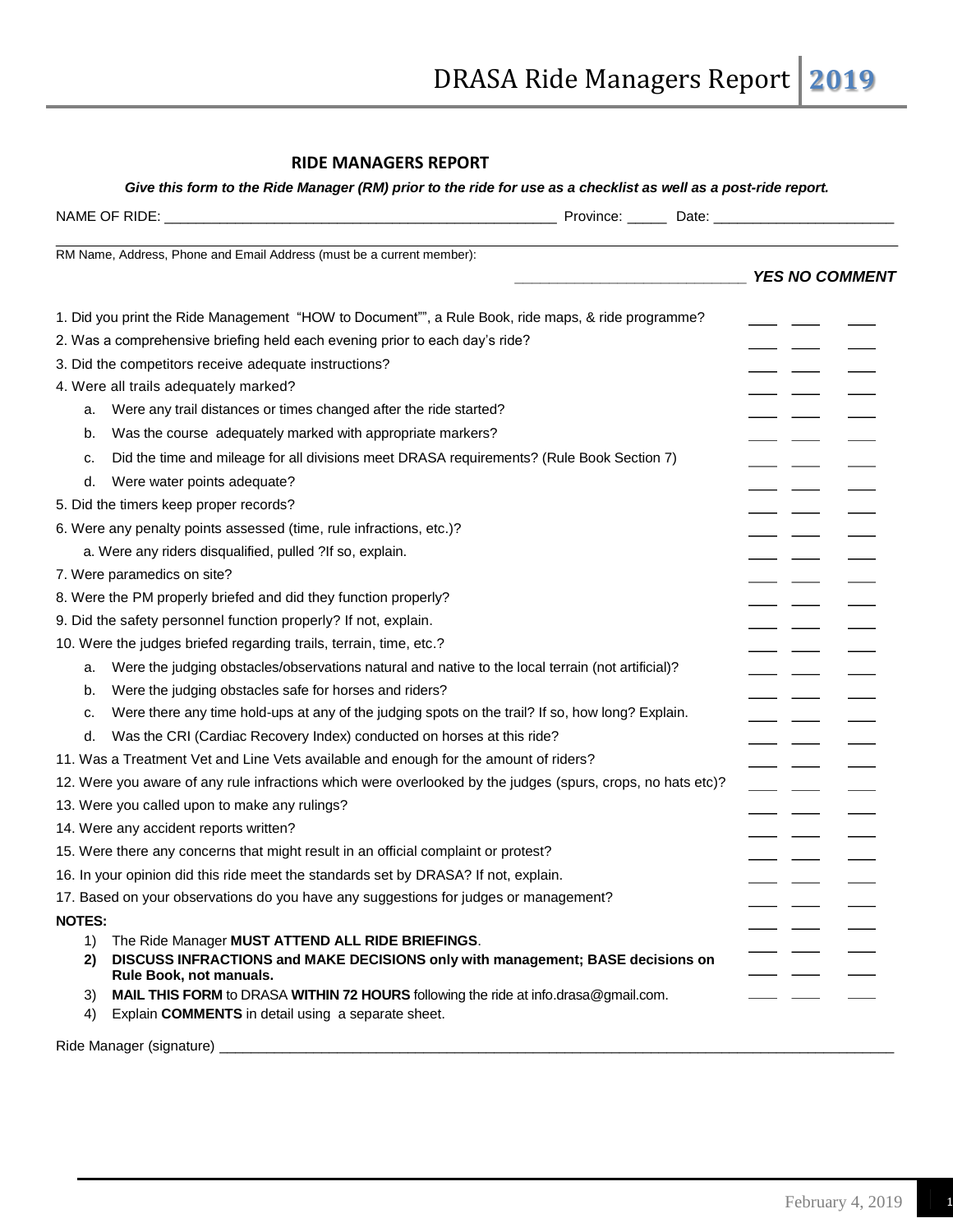# DRASA Ride Managers Report 2019

## RIDE MANAGERS REPORT

***Give this form to the Ride Manager (RM) prior to the ride for use as a checklist as well as a post-ride report.***

NAME OF RIDE: ___________________________________________________ Province: _____ Date: _______________________

RM Name, Address, Phone and Email Address (must be a current member):

____________________________ ***YES NO COMMENT***

| Question | YES | NO | COMMENT |
|---|---|---|---|
| 1. Did you print the Ride Management "HOW to Document"", a Rule Book, ride maps, & ride programme? | ___ | ___ | ___ |
| 2. Was a comprehensive briefing held each evening prior to each day's ride? | ___ | ___ | ___ |
| 3. Did the competitors receive adequate instructions? | ___ | ___ | ___ |
| 4. Were all trails adequately marked? | ___ | ___ | ___ |
| a. Were any trail distances or times changed after the ride started? | ___ | ___ | ___ |
| b. Was the course adequately marked with appropriate markers? | ___ | ___ | ___ |
| c. Did the time and mileage for all divisions meet DRASA requirements? (Rule Book Section 7) | ___ | ___ | ___ |
| d. Were water points adequate? | ___ | ___ | ___ |
| 5. Did the timers keep proper records? | ___ | ___ | ___ |
| 6. Were any penalty points assessed (time, rule infractions, etc.)? | ___ | ___ | ___ |
| a. Were any riders disqualified, pulled ?If so, explain. | ___ | ___ | ___ |
| 7. Were paramedics on site? | ___ | ___ | ___ |
| 8. Were the PM properly briefed and did they function properly? | ___ | ___ | ___ |
| 9. Did the safety personnel function properly? If not, explain. | ___ | ___ | ___ |
| 10. Were the judges briefed regarding trails, terrain, time, etc.? | ___ | ___ | ___ |
| a. Were the judging obstacles/observations natural and native to the local terrain (not artificial)? | ___ | ___ | ___ |
| b. Were the judging obstacles safe for horses and riders? | ___ | ___ | ___ |
| c. Were there any time hold-ups at any of the judging spots on the trail? If so, how long? Explain. | ___ | ___ | ___ |
| d. Was the CRI (Cardiac Recovery Index) conducted on horses at this ride? | ___ | ___ | ___ |
| 11. Was a Treatment Vet and Line Vets available and enough for the amount of riders? | ___ | ___ | ___ |
| 12. Were you aware of any rule infractions which were overlooked by the judges (spurs, crops, no hats etc)? | ___ | ___ | ___ |
| 13. Were you called upon to make any rulings? | ___ | ___ | ___ |
| 14. Were any accident reports written? | ___ | ___ | ___ |
| 15. Were there any concerns that might result in an official complaint or protest? | ___ | ___ | ___ |
| 16. In your opinion did this ride meet the standards set by DRASA? If not, explain. | ___ | ___ | ___ |
| 17. Based on your observations do you have any suggestions for judges or management? | ___ | ___ | ___ |

**NOTES:**

1) The Ride Manager **MUST ATTEND ALL RIDE BRIEFINGS**.
2) **DISCUSS INFRACTIONS and MAKE DECISIONS only with management; BASE decisions on Rule Book, not manuals.**
3) **MAIL THIS FORM** to DRASA **WITHIN 72 HOURS** following the ride at info.drasa@gmail.com.
4) Explain **COMMENTS** in detail using a separate sheet.

Ride Manager (signature) ____________________________________________________________________________________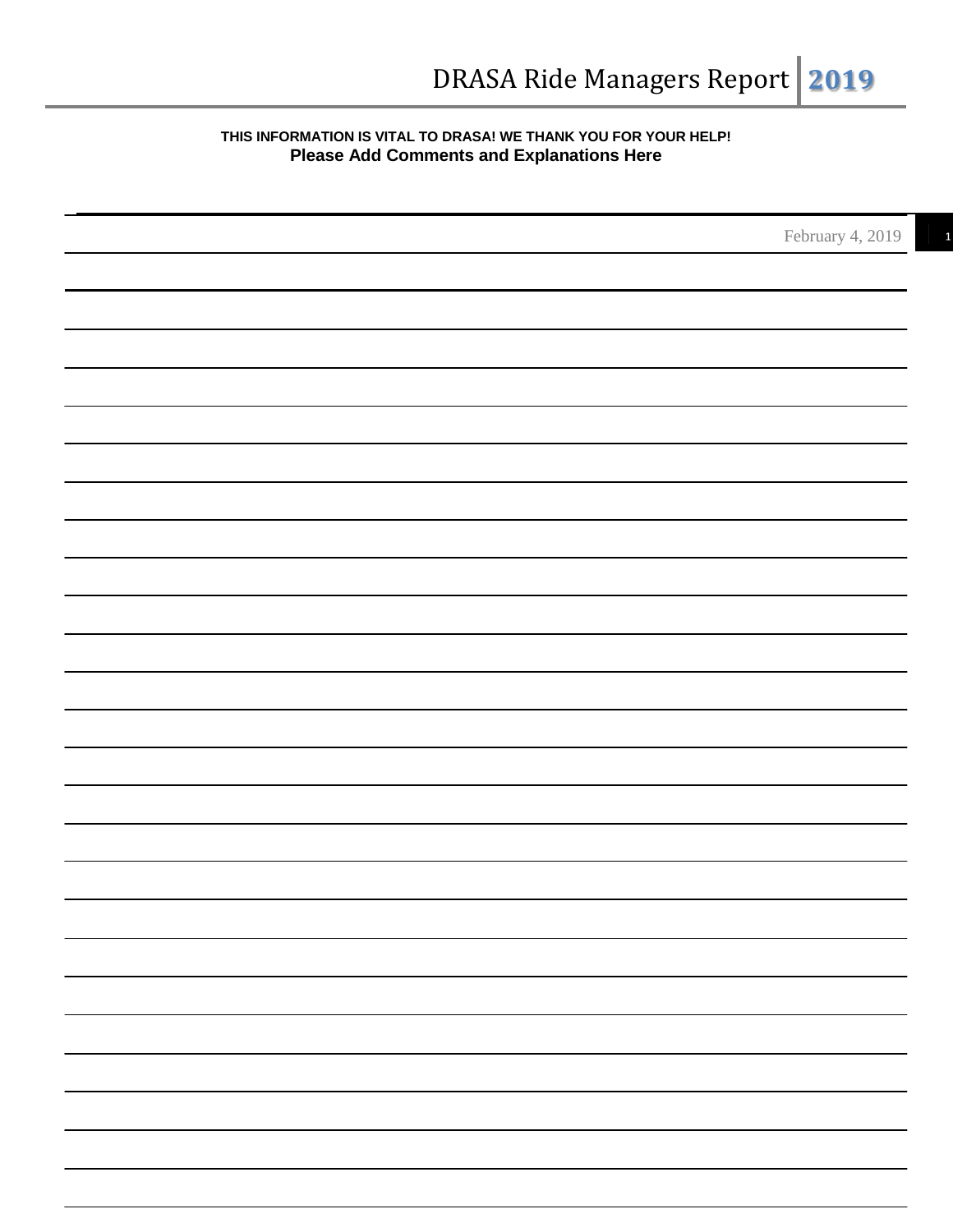**THIS INFORMATION IS VITAL TO DRASA! WE THANK YOU FOR YOUR HELP!**

**Please Add Comments and Explanations Here**